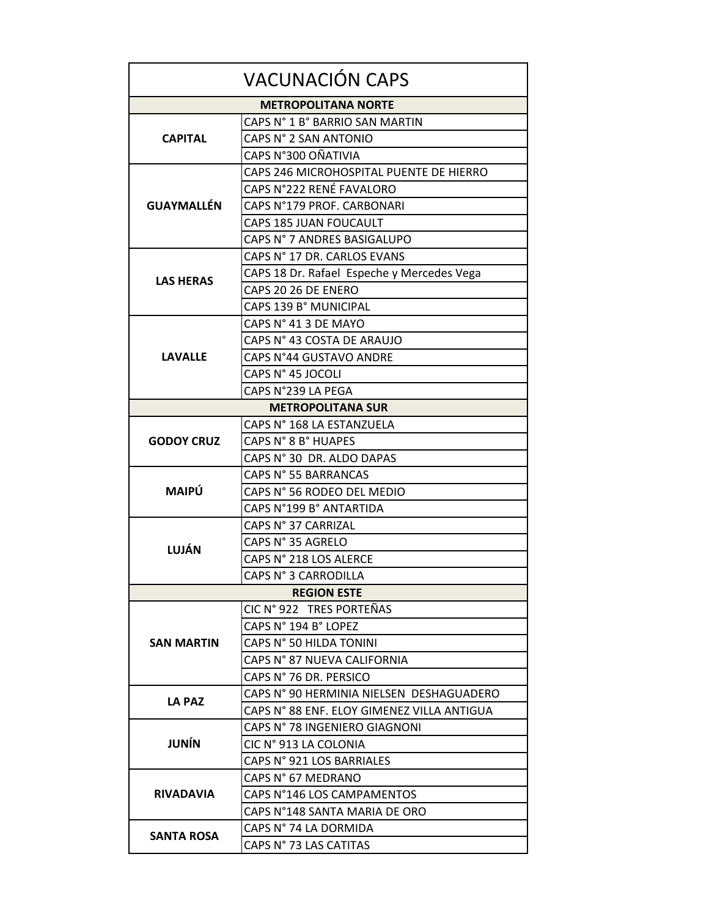| VACUNACIÓN CAPS | |
|---|---|
| **METROPOLITANA NORTE** | |
| **CAPITAL** | CAPS N° 1 B° BARRIO SAN MARTIN |
| | CAPS N° 2 SAN ANTONIO |
| | CAPS N°300 OÑATIVIA |
| **GUAYMALLÉN** | CAPS 246 MICROHOSPITAL PUENTE DE HIERRO |
| | CAPS N°222 RENÉ FAVALORO |
| | CAPS N°179 PROF. CARBONARI |
| | CAPS 185 JUAN FOUCAULT |
| | CAPS N° 7 ANDRES BASIGALUPO |
| **LAS HERAS** | CAPS N° 17 DR. CARLOS EVANS |
| | CAPS 18 Dr. Rafael Espeche y Mercedes Vega |
| | CAPS 20 26 DE ENERO |
| | CAPS 139 B° MUNICIPAL |
| **LAVALLE** | CAPS N° 41 3 DE MAYO |
| | CAPS N° 43 COSTA DE ARAUJO |
| | CAPS N°44 GUSTAVO ANDRE |
| | CAPS N° 45 JOCOLI |
| | CAPS N°239 LA PEGA |
| **METROPOLITANA SUR** | |
| **GODOY CRUZ** | CAPS N° 168 LA ESTANZUELA |
| | CAPS N° 8 B° HUAPES |
| | CAPS N° 30 DR. ALDO DAPAS |
| **MAIPÚ** | CAPS N° 55 BARRANCAS |
| | CAPS N° 56 RODEO DEL MEDIO |
| | CAPS N°199 B° ANTARTIDA |
| **LUJÁN** | CAPS N° 37 CARRIZAL |
| | CAPS N° 35 AGRELO |
| | CAPS N° 218 LOS ALERCE |
| | CAPS N° 3 CARRODILLA |
| **REGION ESTE** | |
| **SAN MARTIN** | CIC N° 922 TRES PORTEÑAS |
| | CAPS N° 194 B° LOPEZ |
| | CAPS N° 50 HILDA TONINI |
| | CAPS N° 87 NUEVA CALIFORNIA |
| | CAPS N° 76 DR. PERSICO |
| **LA PAZ** | CAPS N° 90 HERMINIA NIELSEN DESHAGUADERO |
| | CAPS N° 88 ENF. ELOY GIMENEZ VILLA ANTIGUA |
| **JUNÍN** | CAPS N° 78 INGENIERO GIAGNONI |
| | CIC N° 913 LA COLONIA |
| | CAPS N° 921 LOS BARRIALES |
| **RIVADAVIA** | CAPS N° 67 MEDRANO |
| | CAPS N°146 LOS CAMPAMENTOS |
| | CAPS N°148 SANTA MARIA DE ORO |
| **SANTA ROSA** | CAPS N° 74 LA DORMIDA |
| | CAPS N° 73 LAS CATITAS |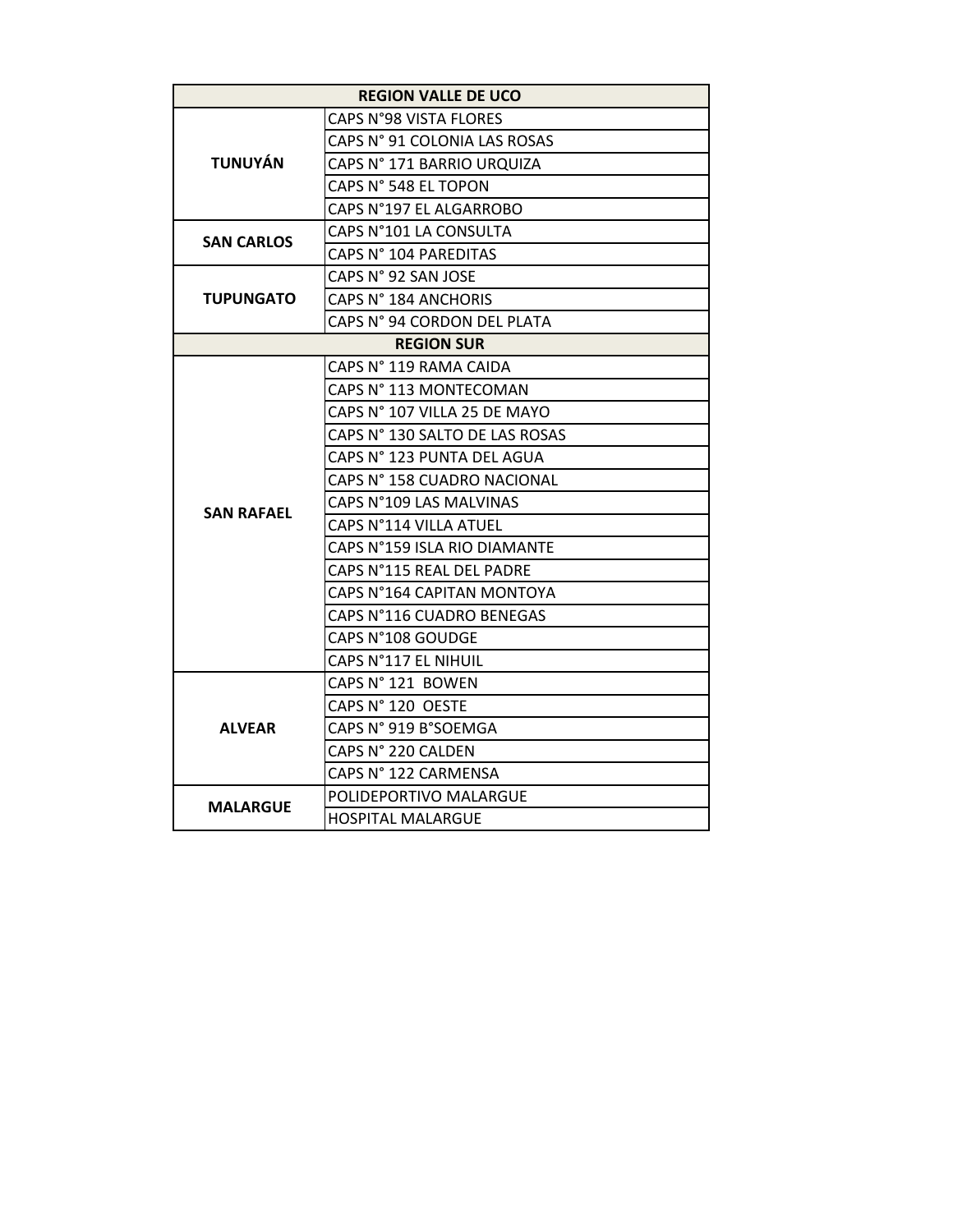| | |
|---|---|
| **REGION VALLE DE UCO** | |
| **TUNUYÁN** | CAPS N°98 VISTA FLORES |
| | CAPS N° 91 COLONIA LAS ROSAS |
| | CAPS N° 171 BARRIO URQUIZA |
| | CAPS N° 548 EL TOPON |
| | CAPS N°197 EL ALGARROBO |
| **SAN CARLOS** | CAPS N°101 LA CONSULTA |
| | CAPS N° 104 PAREDITAS |
| **TUPUNGATO** | CAPS N° 92 SAN JOSE |
| | CAPS N° 184 ANCHORIS |
| | CAPS N° 94 CORDON DEL PLATA |
| **REGION SUR** | |
| **SAN RAFAEL** | CAPS N° 119 RAMA CAIDA |
| | CAPS N° 113 MONTECOMAN |
| | CAPS N° 107 VILLA 25 DE MAYO |
| | CAPS N° 130 SALTO DE LAS ROSAS |
| | CAPS N° 123 PUNTA DEL AGUA |
| | CAPS N° 158 CUADRO NACIONAL |
| | CAPS N°109 LAS MALVINAS |
| | CAPS N°114 VILLA ATUEL |
| | CAPS N°159 ISLA RIO DIAMANTE |
| | CAPS N°115 REAL DEL PADRE |
| | CAPS N°164 CAPITAN MONTOYA |
| | CAPS N°116 CUADRO BENEGAS |
| | CAPS N°108 GOUDGE |
| | CAPS N°117 EL NIHUIL |
| **ALVEAR** | CAPS N° 121 BOWEN |
| | CAPS N° 120 OESTE |
| | CAPS N° 919 B°SOEMGA |
| | CAPS N° 220 CALDEN |
| | CAPS N° 122 CARMENSA |
| **MALARGUE** | POLIDEPORTIVO MALARGUE |
| | HOSPITAL MALARGUE |